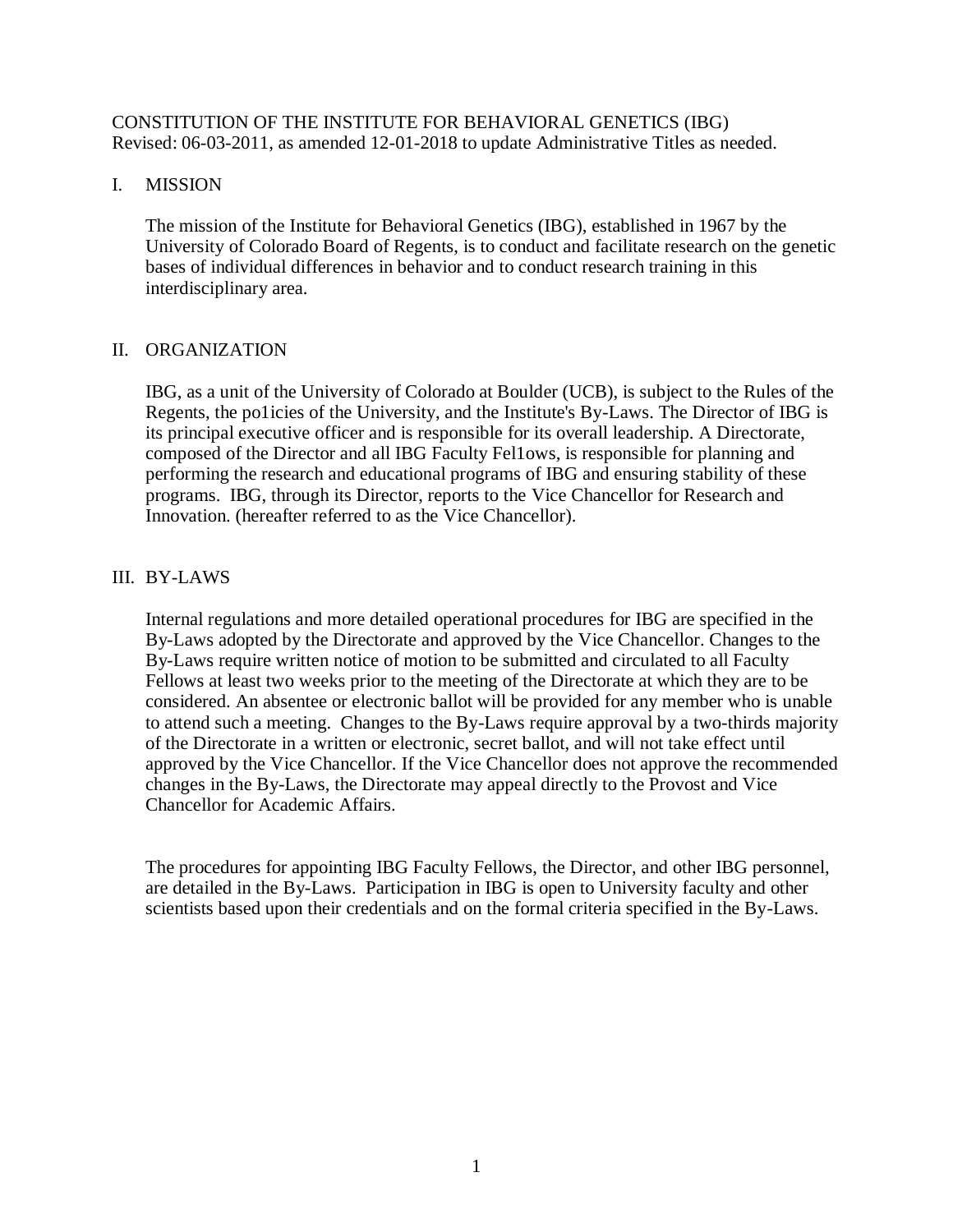# CONSTITUTION OF THE INSTITUTE FOR BEHAVIORAL GENETICS (IBG)

Revised: 06-03-2011, as amended 12-01-2018 to update Administrative Titles as needed.

## I. MISSION

The mission of the Institute for Behavioral Genetics (IBG), established in 1967 by the University of Colorado Board of Regents, is to conduct and facilitate research on the genetic bases of individual differences in behavior and to conduct research training in this interdisciplinary area.

## II. ORGANIZATION

IBG, as a unit of the University of Colorado at Boulder (UCB), is subject to the Rules of the Regents, the po1icies of the University, and the Institute's By-Laws. The Director of IBG is its principal executive officer and is responsible for its overall leadership. A Directorate, composed of the Director and all IBG Faculty Fel1ows, is responsible for planning and performing the research and educational programs of IBG and ensuring stability of these programs. IBG, through its Director, reports to the Vice Chancellor for Research and Innovation. (hereafter referred to as the Vice Chancellor).

## III. BY-LAWS

Internal regulations and more detailed operational procedures for IBG are specified in the By-Laws adopted by the Directorate and approved by the Vice Chancellor. Changes to the By-Laws require written notice of motion to be submitted and circulated to all Faculty Fellows at least two weeks prior to the meeting of the Directorate at which they are to be considered. An absentee or electronic ballot will be provided for any member who is unable to attend such a meeting. Changes to the By-Laws require approval by a two-thirds majority of the Directorate in a written or electronic, secret ballot, and will not take effect until approved by the Vice Chancellor. If the Vice Chancellor does not approve the recommended changes in the By-Laws, the Directorate may appeal directly to the Provost and Vice Chancellor for Academic Affairs.

The procedures for appointing IBG Faculty Fellows, the Director, and other IBG personnel, are detailed in the By-Laws. Participation in IBG is open to University faculty and other scientists based upon their credentials and on the formal criteria specified in the By-Laws.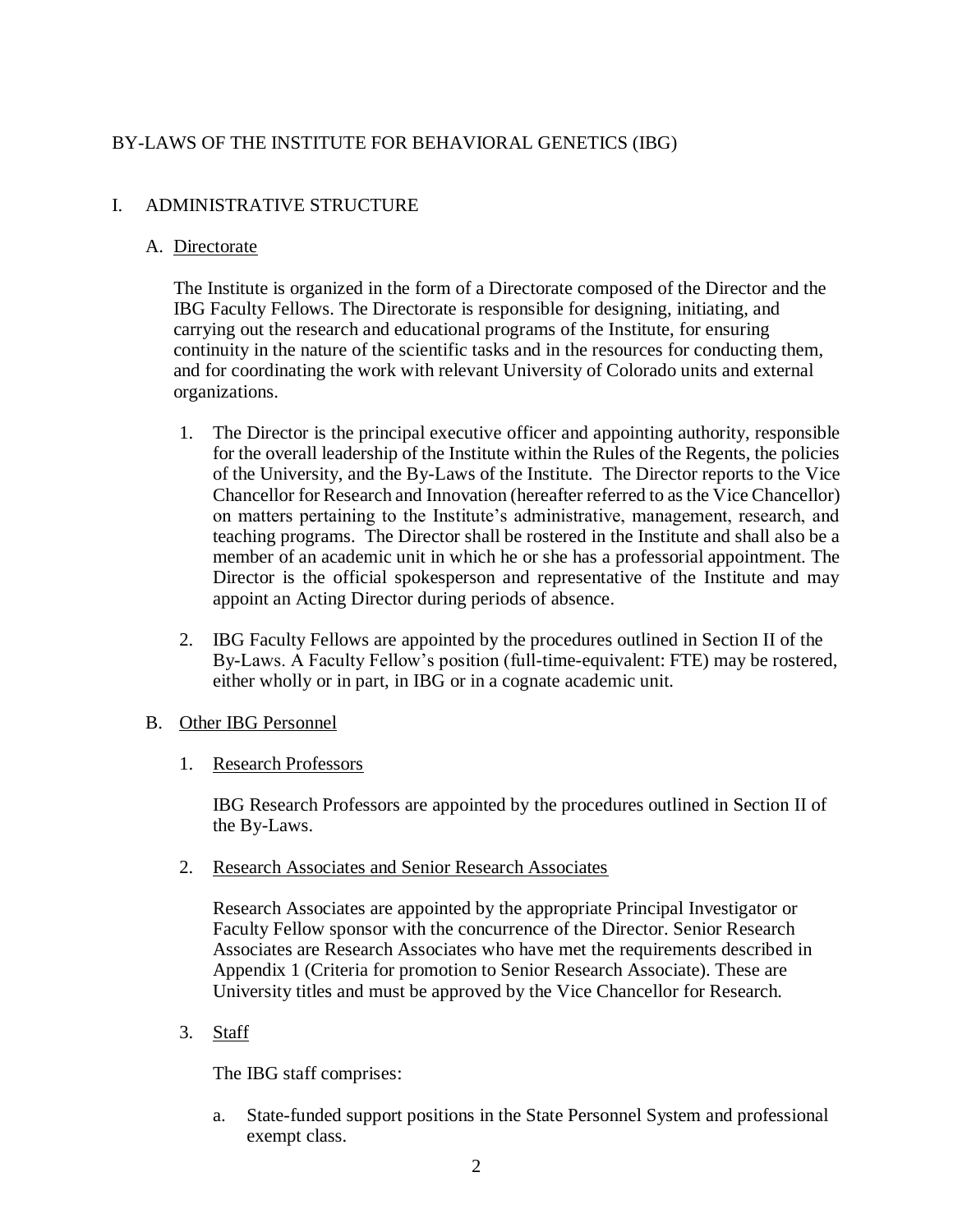# BY-LAWS OF THE INSTITUTE FOR BEHAVIORAL GENETICS (IBG)

## I. ADMINISTRATIVE STRUCTURE

### A. Directorate

The Institute is organized in the form of a Directorate composed of the Director and the IBG Faculty Fellows. The Directorate is responsible for designing, initiating, and carrying out the research and educational programs of the Institute, for ensuring continuity in the nature of the scientific tasks and in the resources for conducting them, and for coordinating the work with relevant University of Colorado units and external organizations.

1. The Director is the principal executive officer and appointing authority, responsible for the overall leadership of the Institute within the Rules of the Regents, the policies of the University, and the By-Laws of the Institute. The Director reports to the Vice Chancellor for Research and Innovation (hereafter referred to as the Vice Chancellor) on matters pertaining to the Institute's administrative, management, research, and teaching programs. The Director shall be rostered in the Institute and shall also be a member of an academic unit in which he or she has a professorial appointment. The Director is the official spokesperson and representative of the Institute and may appoint an Acting Director during periods of absence.

2. IBG Faculty Fellows are appointed by the procedures outlined in Section II of the By-Laws. A Faculty Fellow's position (full-time-equivalent: FTE) may be rostered, either wholly or in part, in IBG or in a cognate academic unit.

### B. Other IBG Personnel

1. Research Professors

   IBG Research Professors are appointed by the procedures outlined in Section II of the By-Laws.

2. Research Associates and Senior Research Associates

   Research Associates are appointed by the appropriate Principal Investigator or Faculty Fellow sponsor with the concurrence of the Director. Senior Research Associates are Research Associates who have met the requirements described in Appendix 1 (Criteria for promotion to Senior Research Associate). These are University titles and must be approved by the Vice Chancellor for Research.

3. Staff

   The IBG staff comprises:

   a. State-funded support positions in the State Personnel System and professional exempt class.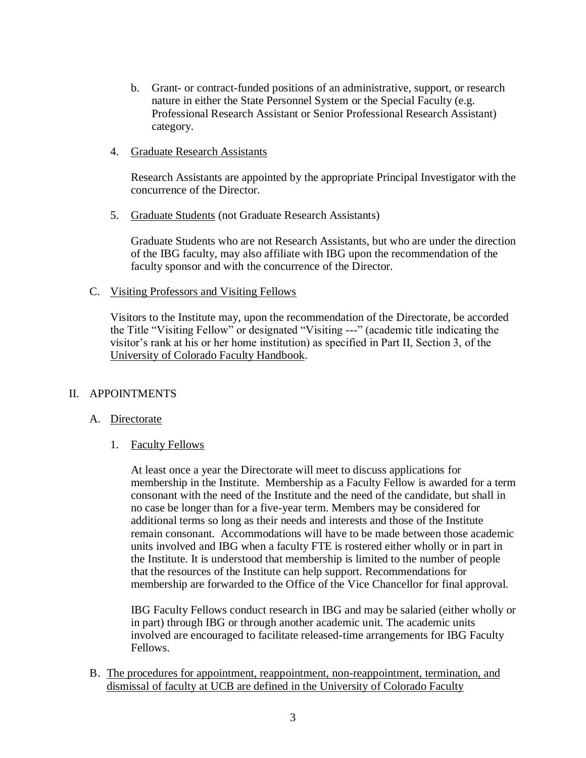b. Grant- or contract-funded positions of an administrative, support, or research nature in either the State Personnel System or the Special Faculty (e.g. Professional Research Assistant or Senior Professional Research Assistant) category.

4. <u>Graduate Research Assistants</u>

   Research Assistants are appointed by the appropriate Principal Investigator with the concurrence of the Director.

5. <u>Graduate Students</u> (not Graduate Research Assistants)

   Graduate Students who are not Research Assistants, but who are under the direction of the IBG faculty, may also affiliate with IBG upon the recommendation of the faculty sponsor and with the concurrence of the Director.

C. <u>Visiting Professors and Visiting Fellows</u>

Visitors to the Institute may, upon the recommendation of the Directorate, be accorded the Title "Visiting Fellow" or designated "Visiting ---" (academic title indicating the visitor's rank at his or her home institution) as specified in Part II, Section 3, of the <u>University of Colorado Faculty Handbook</u>.

## II. APPOINTMENTS

A. <u>Directorate</u>

1. <u>Faculty Fellows</u>

   At least once a year the Directorate will meet to discuss applications for membership in the Institute. Membership as a Faculty Fellow is awarded for a term consonant with the need of the Institute and the need of the candidate, but shall in no case be longer than for a five-year term. Members may be considered for additional terms so long as their needs and interests and those of the Institute remain consonant. Accommodations will have to be made between those academic units involved and IBG when a faculty FTE is rostered either wholly or in part in the Institute. It is understood that membership is limited to the number of people that the resources of the Institute can help support. Recommendations for membership are forwarded to the Office of the Vice Chancellor for final approval.

   IBG Faculty Fellows conduct research in IBG and may be salaried (either wholly or in part) through IBG or through another academic unit. The academic units involved are encouraged to facilitate released-time arrangements for IBG Faculty Fellows.

B. <u>The procedures for appointment, reappointment, non-reappointment, termination, and dismissal of faculty at UCB are defined in the University of Colorado Faculty</u>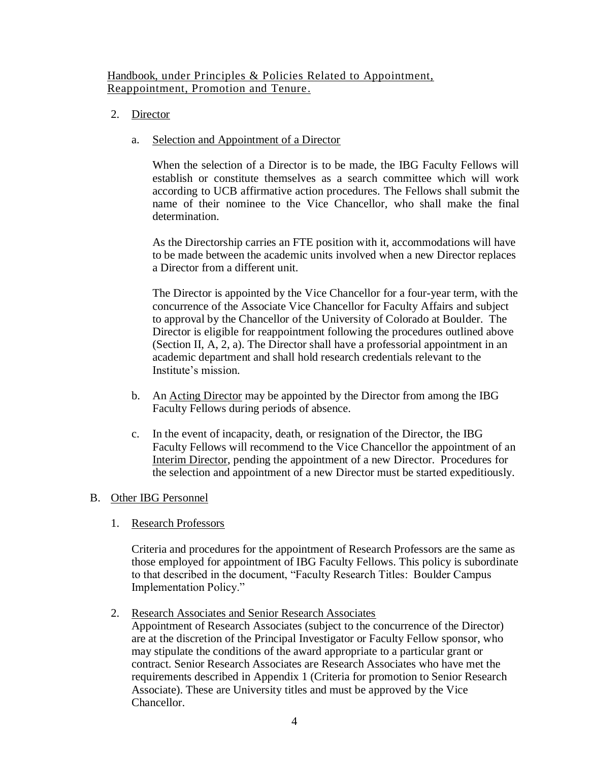Handbook, under Principles & Policies Related to Appointment, Reappointment, Promotion and Tenure.

2. Director

   a. Selection and Appointment of a Director

      When the selection of a Director is to be made, the IBG Faculty Fellows will establish or constitute themselves as a search committee which will work according to UCB affirmative action procedures. The Fellows shall submit the name of their nominee to the Vice Chancellor, who shall make the final determination.

      As the Directorship carries an FTE position with it, accommodations will have to be made between the academic units involved when a new Director replaces a Director from a different unit.

      The Director is appointed by the Vice Chancellor for a four-year term, with the concurrence of the Associate Vice Chancellor for Faculty Affairs and subject to approval by the Chancellor of the University of Colorado at Boulder. The Director is eligible for reappointment following the procedures outlined above (Section II, A, 2, a). The Director shall have a professorial appointment in an academic department and shall hold research credentials relevant to the Institute's mission.

   b. An Acting Director may be appointed by the Director from among the IBG Faculty Fellows during periods of absence.

   c. In the event of incapacity, death, or resignation of the Director, the IBG Faculty Fellows will recommend to the Vice Chancellor the appointment of an Interim Director, pending the appointment of a new Director. Procedures for the selection and appointment of a new Director must be started expeditiously.

B. Other IBG Personnel

1. Research Professors

   Criteria and procedures for the appointment of Research Professors are the same as those employed for appointment of IBG Faculty Fellows. This policy is subordinate to that described in the document, "Faculty Research Titles: Boulder Campus Implementation Policy."

2. Research Associates and Senior Research Associates

   Appointment of Research Associates (subject to the concurrence of the Director) are at the discretion of the Principal Investigator or Faculty Fellow sponsor, who may stipulate the conditions of the award appropriate to a particular grant or contract. Senior Research Associates are Research Associates who have met the requirements described in Appendix 1 (Criteria for promotion to Senior Research Associate). These are University titles and must be approved by the Vice Chancellor.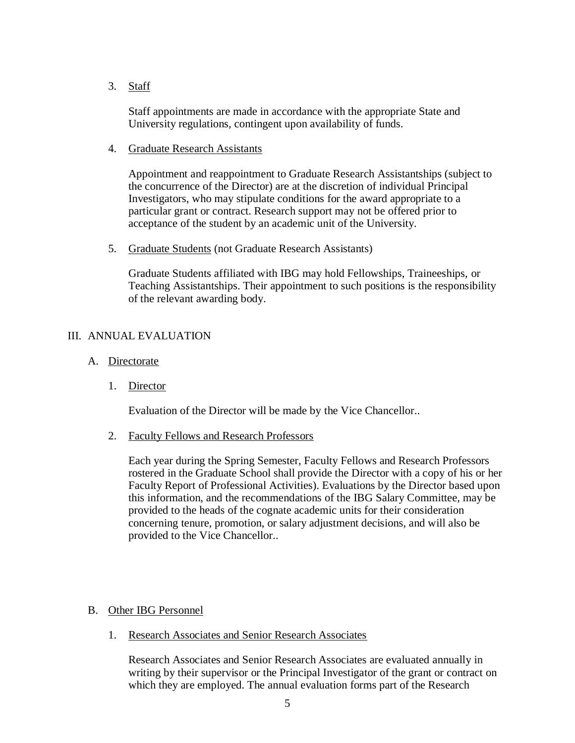3. Staff

   Staff appointments are made in accordance with the appropriate State and University regulations, contingent upon availability of funds.

4. Graduate Research Assistants

   Appointment and reappointment to Graduate Research Assistantships (subject to the concurrence of the Director) are at the discretion of individual Principal Investigators, who may stipulate conditions for the award appropriate to a particular grant or contract. Research support may not be offered prior to acceptance of the student by an academic unit of the University.

5. Graduate Students (not Graduate Research Assistants)

   Graduate Students affiliated with IBG may hold Fellowships, Traineeships, or Teaching Assistantships. Their appointment to such positions is the responsibility of the relevant awarding body.

## III. ANNUAL EVALUATION

### A. Directorate

1. Director

   Evaluation of the Director will be made by the Vice Chancellor..

2. Faculty Fellows and Research Professors

   Each year during the Spring Semester, Faculty Fellows and Research Professors rostered in the Graduate School shall provide the Director with a copy of his or her Faculty Report of Professional Activities). Evaluations by the Director based upon this information, and the recommendations of the IBG Salary Committee, may be provided to the heads of the cognate academic units for their consideration concerning tenure, promotion, or salary adjustment decisions, and will also be provided to the Vice Chancellor..

### B. Other IBG Personnel

1. Research Associates and Senior Research Associates

   Research Associates and Senior Research Associates are evaluated annually in writing by their supervisor or the Principal Investigator of the grant or contract on which they are employed. The annual evaluation forms part of the Research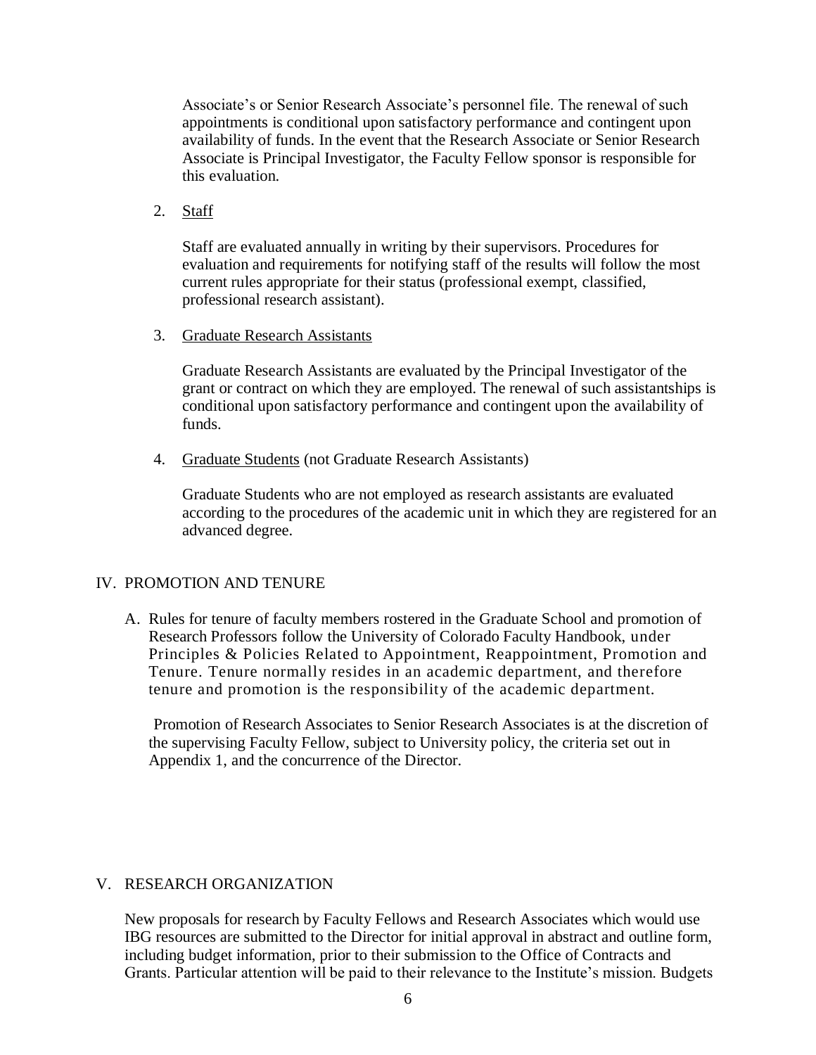Associate's or Senior Research Associate's personnel file. The renewal of such appointments is conditional upon satisfactory performance and contingent upon availability of funds. In the event that the Research Associate or Senior Research Associate is Principal Investigator, the Faculty Fellow sponsor is responsible for this evaluation.

2. Staff

   Staff are evaluated annually in writing by their supervisors. Procedures for evaluation and requirements for notifying staff of the results will follow the most current rules appropriate for their status (professional exempt, classified, professional research assistant).

3. Graduate Research Assistants

   Graduate Research Assistants are evaluated by the Principal Investigator of the grant or contract on which they are employed. The renewal of such assistantships is conditional upon satisfactory performance and contingent upon the availability of funds.

4. Graduate Students (not Graduate Research Assistants)

   Graduate Students who are not employed as research assistants are evaluated according to the procedures of the academic unit in which they are registered for an advanced degree.

## IV. PROMOTION AND TENURE

A. Rules for tenure of faculty members rostered in the Graduate School and promotion of Research Professors follow the University of Colorado Faculty Handbook, under Principles & Policies Related to Appointment, Reappointment, Promotion and Tenure. Tenure normally resides in an academic department, and therefore tenure and promotion is the responsibility of the academic department.

   Promotion of Research Associates to Senior Research Associates is at the discretion of the supervising Faculty Fellow, subject to University policy, the criteria set out in Appendix 1, and the concurrence of the Director.

## V. RESEARCH ORGANIZATION

New proposals for research by Faculty Fellows and Research Associates which would use IBG resources are submitted to the Director for initial approval in abstract and outline form, including budget information, prior to their submission to the Office of Contracts and Grants. Particular attention will be paid to their relevance to the Institute's mission. Budgets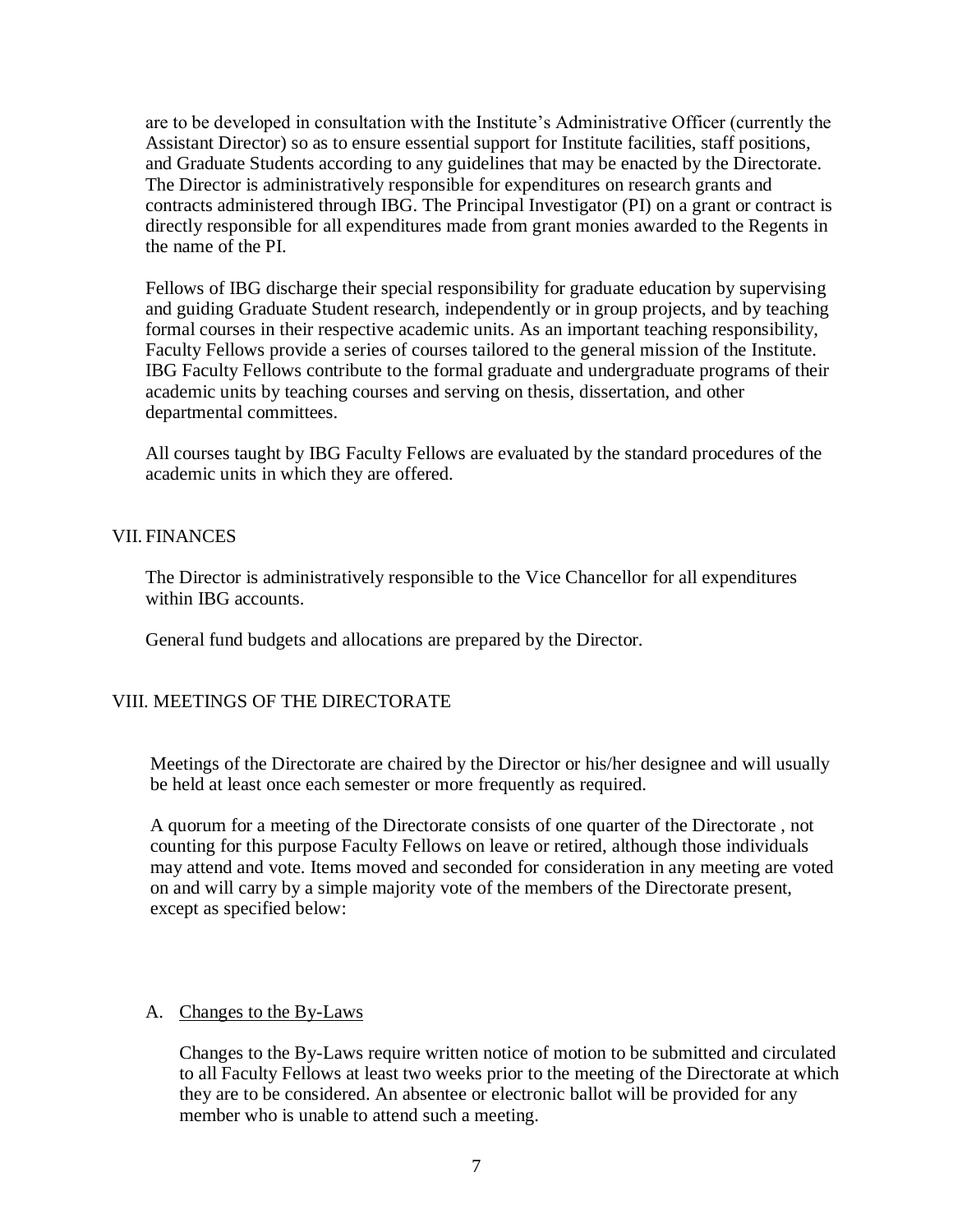are to be developed in consultation with the Institute's Administrative Officer (currently the Assistant Director) so as to ensure essential support for Institute facilities, staff positions, and Graduate Students according to any guidelines that may be enacted by the Directorate. The Director is administratively responsible for expenditures on research grants and contracts administered through IBG. The Principal Investigator (PI) on a grant or contract is directly responsible for all expenditures made from grant monies awarded to the Regents in the name of the PI.

Fellows of IBG discharge their special responsibility for graduate education by supervising and guiding Graduate Student research, independently or in group projects, and by teaching formal courses in their respective academic units. As an important teaching responsibility, Faculty Fellows provide a series of courses tailored to the general mission of the Institute. IBG Faculty Fellows contribute to the formal graduate and undergraduate programs of their academic units by teaching courses and serving on thesis, dissertation, and other departmental committees.

All courses taught by IBG Faculty Fellows are evaluated by the standard procedures of the academic units in which they are offered.

## VII. FINANCES

The Director is administratively responsible to the Vice Chancellor for all expenditures within IBG accounts.

General fund budgets and allocations are prepared by the Director.

## VIII. MEETINGS OF THE DIRECTORATE

Meetings of the Directorate are chaired by the Director or his/her designee and will usually be held at least once each semester or more frequently as required.

A quorum for a meeting of the Directorate consists of one quarter of the Directorate , not counting for this purpose Faculty Fellows on leave or retired, although those individuals may attend and vote. Items moved and seconded for consideration in any meeting are voted on and will carry by a simple majority vote of the members of the Directorate present, except as specified below:

### A. Changes to the By-Laws

Changes to the By-Laws require written notice of motion to be submitted and circulated to all Faculty Fellows at least two weeks prior to the meeting of the Directorate at which they are to be considered. An absentee or electronic ballot will be provided for any member who is unable to attend such a meeting.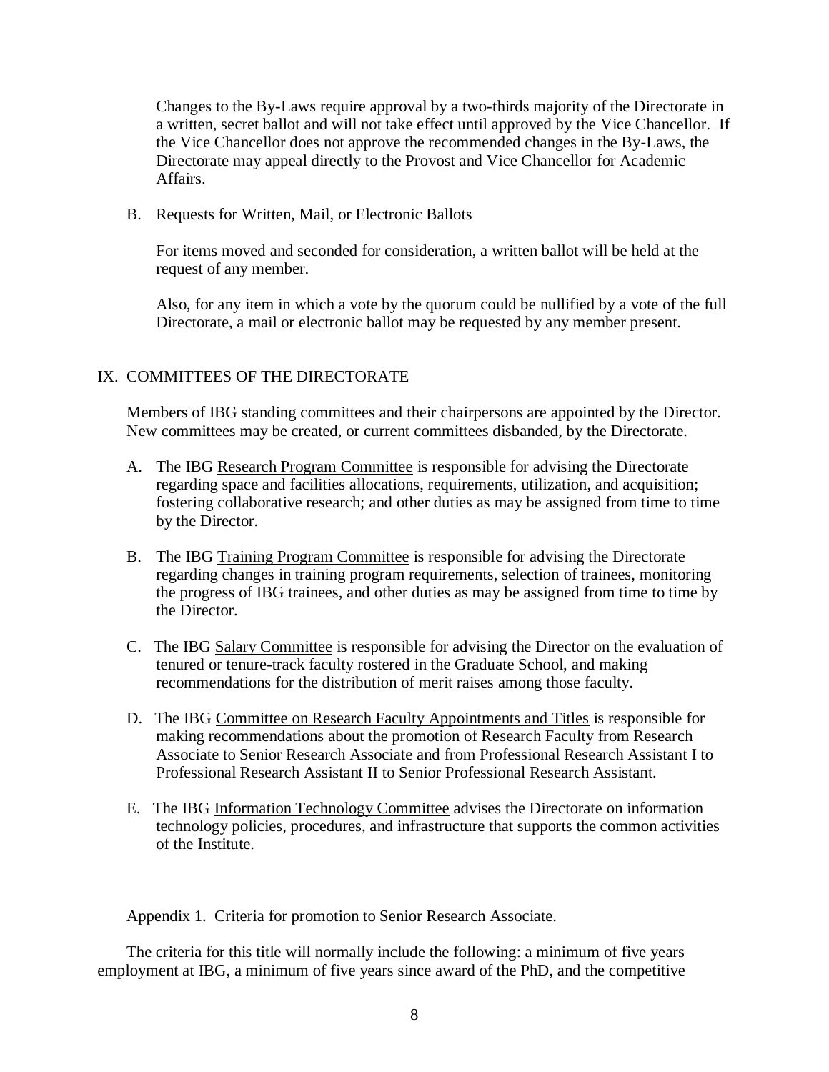Changes to the By-Laws require approval by a two-thirds majority of the Directorate in a written, secret ballot and will not take effect until approved by the Vice Chancellor. If the Vice Chancellor does not approve the recommended changes in the By-Laws, the Directorate may appeal directly to the Provost and Vice Chancellor for Academic Affairs.

B. Requests for Written, Mail, or Electronic Ballots

For items moved and seconded for consideration, a written ballot will be held at the request of any member.

Also, for any item in which a vote by the quorum could be nullified by a vote of the full Directorate, a mail or electronic ballot may be requested by any member present.

## IX. COMMITTEES OF THE DIRECTORATE

Members of IBG standing committees and their chairpersons are appointed by the Director. New committees may be created, or current committees disbanded, by the Directorate.

A. The IBG Research Program Committee is responsible for advising the Directorate regarding space and facilities allocations, requirements, utilization, and acquisition; fostering collaborative research; and other duties as may be assigned from time to time by the Director.

B. The IBG Training Program Committee is responsible for advising the Directorate regarding changes in training program requirements, selection of trainees, monitoring the progress of IBG trainees, and other duties as may be assigned from time to time by the Director.

C. The IBG Salary Committee is responsible for advising the Director on the evaluation of tenured or tenure-track faculty rostered in the Graduate School, and making recommendations for the distribution of merit raises among those faculty.

D. The IBG Committee on Research Faculty Appointments and Titles is responsible for making recommendations about the promotion of Research Faculty from Research Associate to Senior Research Associate and from Professional Research Assistant I to Professional Research Assistant II to Senior Professional Research Assistant.

E. The IBG Information Technology Committee advises the Directorate on information technology policies, procedures, and infrastructure that supports the common activities of the Institute.

Appendix 1. Criteria for promotion to Senior Research Associate.

The criteria for this title will normally include the following: a minimum of five years employment at IBG, a minimum of five years since award of the PhD, and the competitive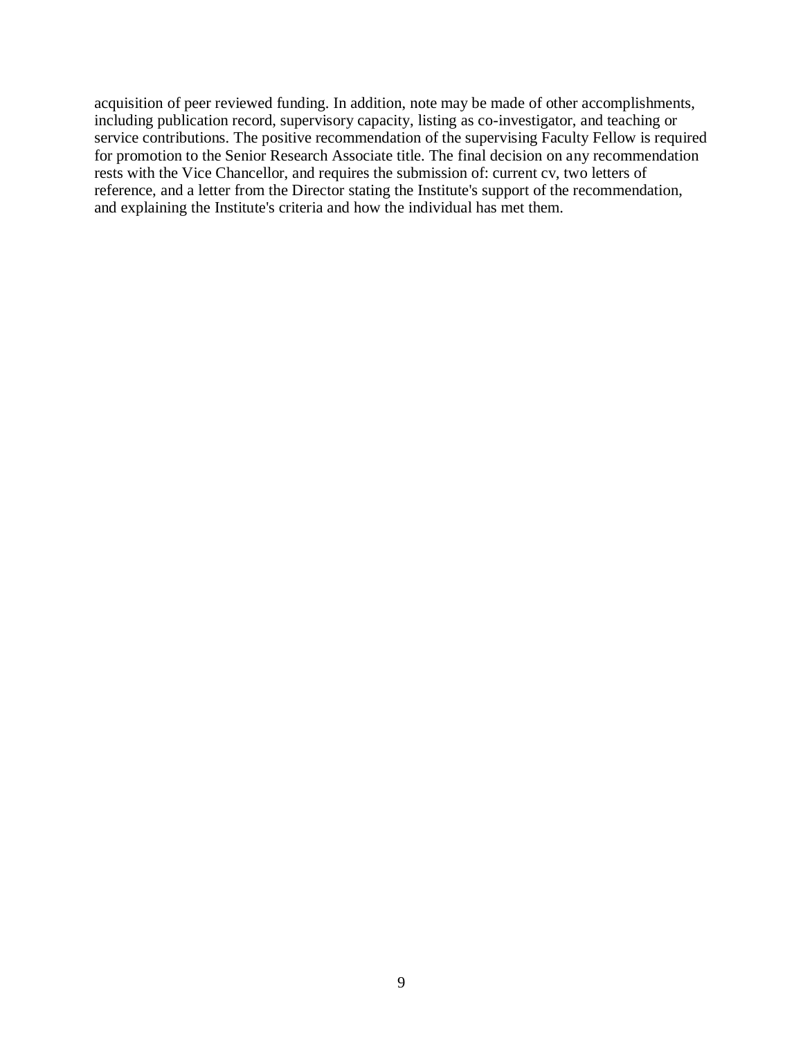acquisition of peer reviewed funding. In addition, note may be made of other accomplishments, including publication record, supervisory capacity, listing as co-investigator, and teaching or service contributions. The positive recommendation of the supervising Faculty Fellow is required for promotion to the Senior Research Associate title. The final decision on any recommendation rests with the Vice Chancellor, and requires the submission of: current cv, two letters of reference, and a letter from the Director stating the Institute's support of the recommendation, and explaining the Institute's criteria and how the individual has met them.